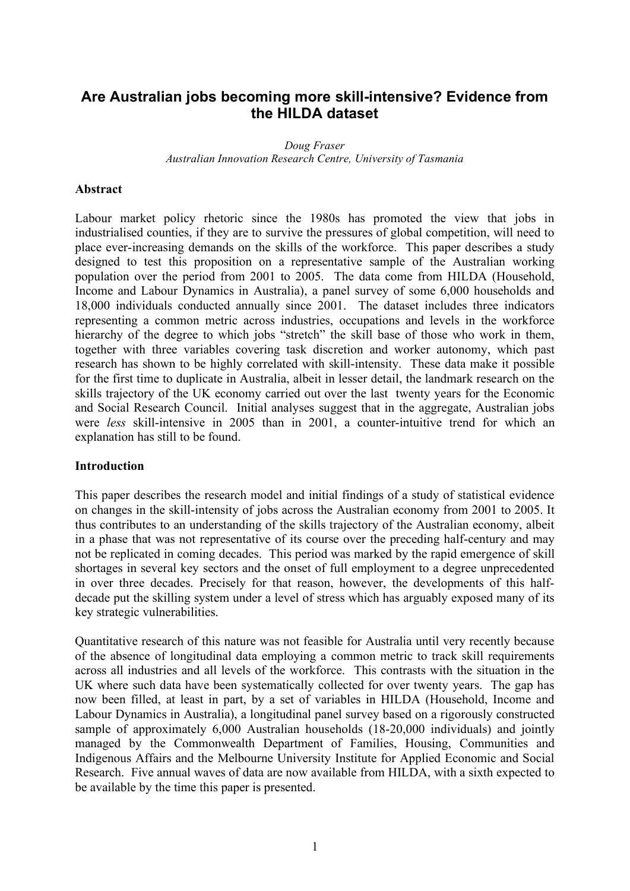# Are Australian jobs becoming more skill-intensive? Evidence from the HILDA dataset

*Doug Fraser*
*Australian Innovation Research Centre, University of Tasmania*

**Abstract**

Labour market policy rhetoric since the 1980s has promoted the view that jobs in industrialised counties, if they are to survive the pressures of global competition, will need to place ever-increasing demands on the skills of the workforce. This paper describes a study designed to test this proposition on a representative sample of the Australian working population over the period from 2001 to 2005. The data come from HILDA (Household, Income and Labour Dynamics in Australia), a panel survey of some 6,000 households and 18,000 individuals conducted annually since 2001. The dataset includes three indicators representing a common metric across industries, occupations and levels in the workforce hierarchy of the degree to which jobs "stretch" the skill base of those who work in them, together with three variables covering task discretion and worker autonomy, which past research has shown to be highly correlated with skill-intensity. These data make it possible for the first time to duplicate in Australia, albeit in lesser detail, the landmark research on the skills trajectory of the UK economy carried out over the last twenty years for the Economic and Social Research Council. Initial analyses suggest that in the aggregate, Australian jobs were *less* skill-intensive in 2005 than in 2001, a counter-intuitive trend for which an explanation has still to be found.

**Introduction**

This paper describes the research model and initial findings of a study of statistical evidence on changes in the skill-intensity of jobs across the Australian economy from 2001 to 2005. It thus contributes to an understanding of the skills trajectory of the Australian economy, albeit in a phase that was not representative of its course over the preceding half-century and may not be replicated in coming decades. This period was marked by the rapid emergence of skill shortages in several key sectors and the onset of full employment to a degree unprecedented in over three decades. Precisely for that reason, however, the developments of this half-decade put the skilling system under a level of stress which has arguably exposed many of its key strategic vulnerabilities.

Quantitative research of this nature was not feasible for Australia until very recently because of the absence of longitudinal data employing a common metric to track skill requirements across all industries and all levels of the workforce. This contrasts with the situation in the UK where such data have been systematically collected for over twenty years. The gap has now been filled, at least in part, by a set of variables in HILDA (Household, Income and Labour Dynamics in Australia), a longitudinal panel survey based on a rigorously constructed sample of approximately 6,000 Australian households (18-20,000 individuals) and jointly managed by the Commonwealth Department of Families, Housing, Communities and Indigenous Affairs and the Melbourne University Institute for Applied Economic and Social Research. Five annual waves of data are now available from HILDA, with a sixth expected to be available by the time this paper is presented.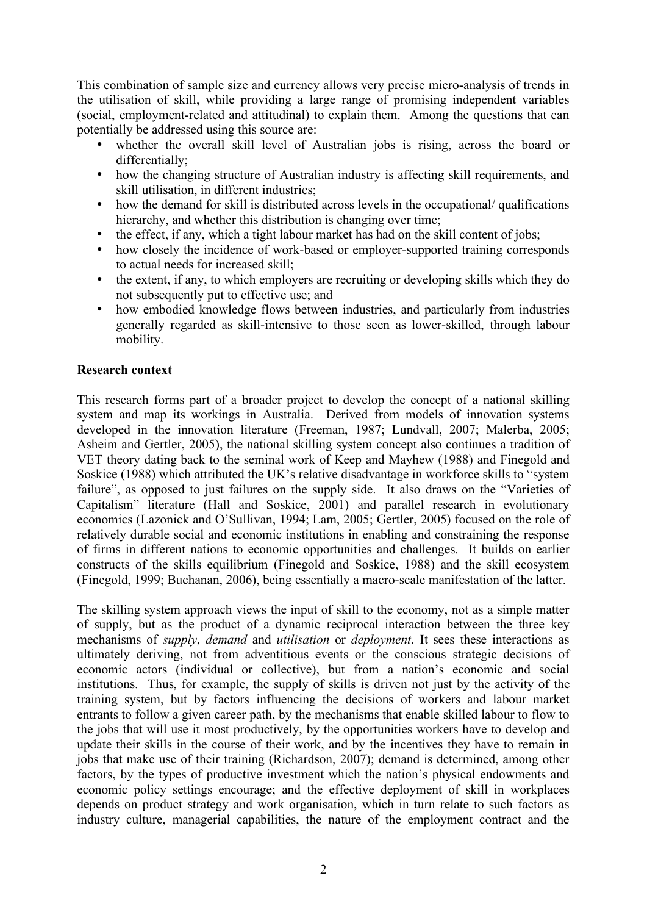This combination of sample size and currency allows very precise micro-analysis of trends in the utilisation of skill, while providing a large range of promising independent variables (social, employment-related and attitudinal) to explain them. Among the questions that can potentially be addressed using this source are:

- whether the overall skill level of Australian jobs is rising, across the board or differentially;
- how the changing structure of Australian industry is affecting skill requirements, and skill utilisation, in different industries;
- how the demand for skill is distributed across levels in the occupational/ qualifications hierarchy, and whether this distribution is changing over time;
- the effect, if any, which a tight labour market has had on the skill content of jobs;
- how closely the incidence of work-based or employer-supported training corresponds to actual needs for increased skill;
- the extent, if any, to which employers are recruiting or developing skills which they do not subsequently put to effective use; and
- how embodied knowledge flows between industries, and particularly from industries generally regarded as skill-intensive to those seen as lower-skilled, through labour mobility.

**Research context**

This research forms part of a broader project to develop the concept of a national skilling system and map its workings in Australia. Derived from models of innovation systems developed in the innovation literature (Freeman, 1987; Lundvall, 2007; Malerba, 2005; Asheim and Gertler, 2005), the national skilling system concept also continues a tradition of VET theory dating back to the seminal work of Keep and Mayhew (1988) and Finegold and Soskice (1988) which attributed the UK's relative disadvantage in workforce skills to "system failure", as opposed to just failures on the supply side. It also draws on the "Varieties of Capitalism" literature (Hall and Soskice, 2001) and parallel research in evolutionary economics (Lazonick and O'Sullivan, 1994; Lam, 2005; Gertler, 2005) focused on the role of relatively durable social and economic institutions in enabling and constraining the response of firms in different nations to economic opportunities and challenges. It builds on earlier constructs of the skills equilibrium (Finegold and Soskice, 1988) and the skill ecosystem (Finegold, 1999; Buchanan, 2006), being essentially a macro-scale manifestation of the latter.

The skilling system approach views the input of skill to the economy, not as a simple matter of supply, but as the product of a dynamic reciprocal interaction between the three key mechanisms of *supply*, *demand* and *utilisation* or *deployment*. It sees these interactions as ultimately deriving, not from adventitious events or the conscious strategic decisions of economic actors (individual or collective), but from a nation's economic and social institutions. Thus, for example, the supply of skills is driven not just by the activity of the training system, but by factors influencing the decisions of workers and labour market entrants to follow a given career path, by the mechanisms that enable skilled labour to flow to the jobs that will use it most productively, by the opportunities workers have to develop and update their skills in the course of their work, and by the incentives they have to remain in jobs that make use of their training (Richardson, 2007); demand is determined, among other factors, by the types of productive investment which the nation's physical endowments and economic policy settings encourage; and the effective deployment of skill in workplaces depends on product strategy and work organisation, which in turn relate to such factors as industry culture, managerial capabilities, the nature of the employment contract and the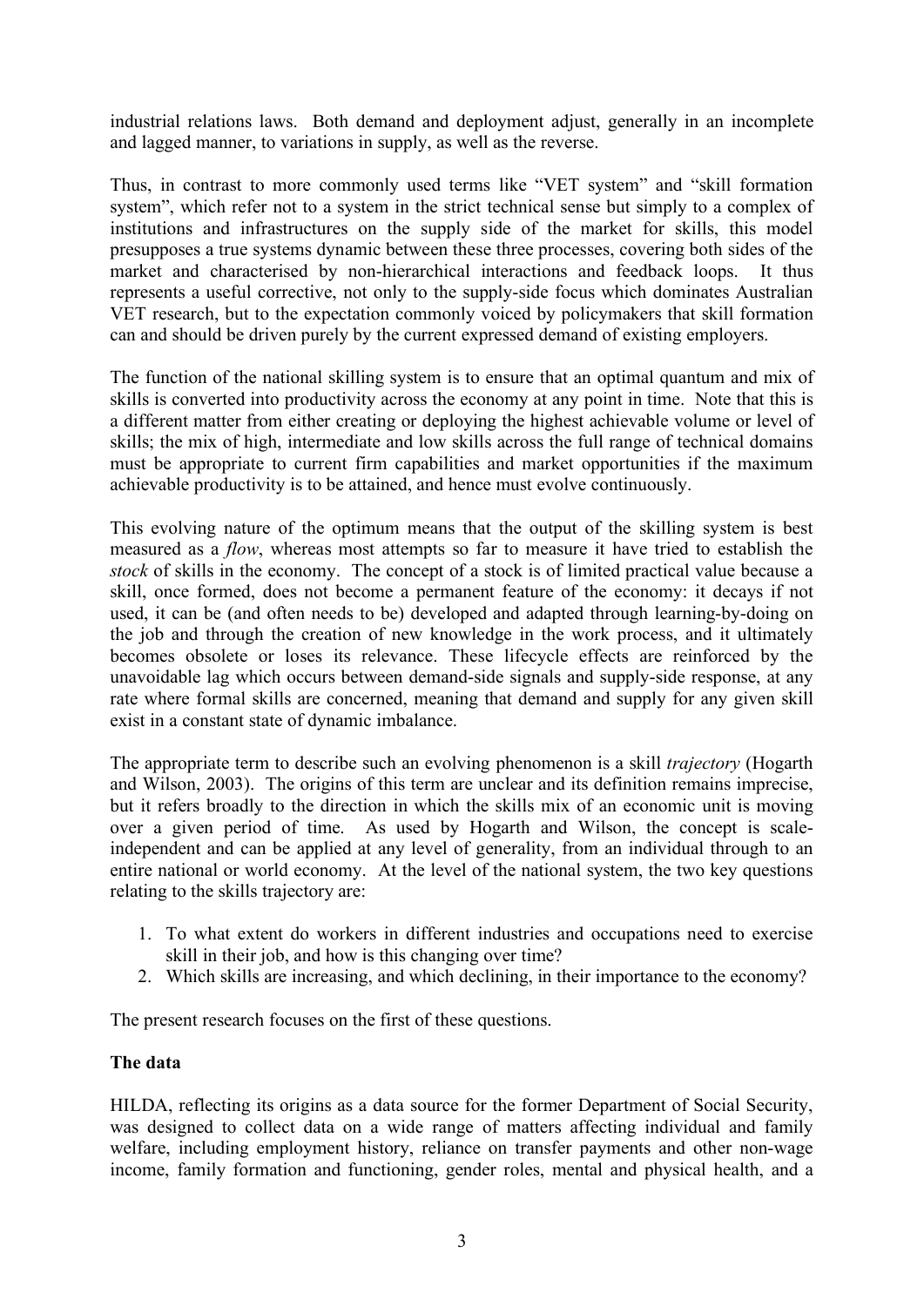industrial relations laws. Both demand and deployment adjust, generally in an incomplete and lagged manner, to variations in supply, as well as the reverse.

Thus, in contrast to more commonly used terms like "VET system" and "skill formation system", which refer not to a system in the strict technical sense but simply to a complex of institutions and infrastructures on the supply side of the market for skills, this model presupposes a true systems dynamic between these three processes, covering both sides of the market and characterised by non-hierarchical interactions and feedback loops. It thus represents a useful corrective, not only to the supply-side focus which dominates Australian VET research, but to the expectation commonly voiced by policymakers that skill formation can and should be driven purely by the current expressed demand of existing employers.

The function of the national skilling system is to ensure that an optimal quantum and mix of skills is converted into productivity across the economy at any point in time. Note that this is a different matter from either creating or deploying the highest achievable volume or level of skills; the mix of high, intermediate and low skills across the full range of technical domains must be appropriate to current firm capabilities and market opportunities if the maximum achievable productivity is to be attained, and hence must evolve continuously.

This evolving nature of the optimum means that the output of the skilling system is best measured as a *flow*, whereas most attempts so far to measure it have tried to establish the *stock* of skills in the economy. The concept of a stock is of limited practical value because a skill, once formed, does not become a permanent feature of the economy: it decays if not used, it can be (and often needs to be) developed and adapted through learning-by-doing on the job and through the creation of new knowledge in the work process, and it ultimately becomes obsolete or loses its relevance. These lifecycle effects are reinforced by the unavoidable lag which occurs between demand-side signals and supply-side response, at any rate where formal skills are concerned, meaning that demand and supply for any given skill exist in a constant state of dynamic imbalance.

The appropriate term to describe such an evolving phenomenon is a skill *trajectory* (Hogarth and Wilson, 2003). The origins of this term are unclear and its definition remains imprecise, but it refers broadly to the direction in which the skills mix of an economic unit is moving over a given period of time. As used by Hogarth and Wilson, the concept is scale-independent and can be applied at any level of generality, from an individual through to an entire national or world economy. At the level of the national system, the two key questions relating to the skills trajectory are:

1. To what extent do workers in different industries and occupations need to exercise skill in their job, and how is this changing over time?
2. Which skills are increasing, and which declining, in their importance to the economy?

The present research focuses on the first of these questions.

**The data**

HILDA, reflecting its origins as a data source for the former Department of Social Security, was designed to collect data on a wide range of matters affecting individual and family welfare, including employment history, reliance on transfer payments and other non-wage income, family formation and functioning, gender roles, mental and physical health, and a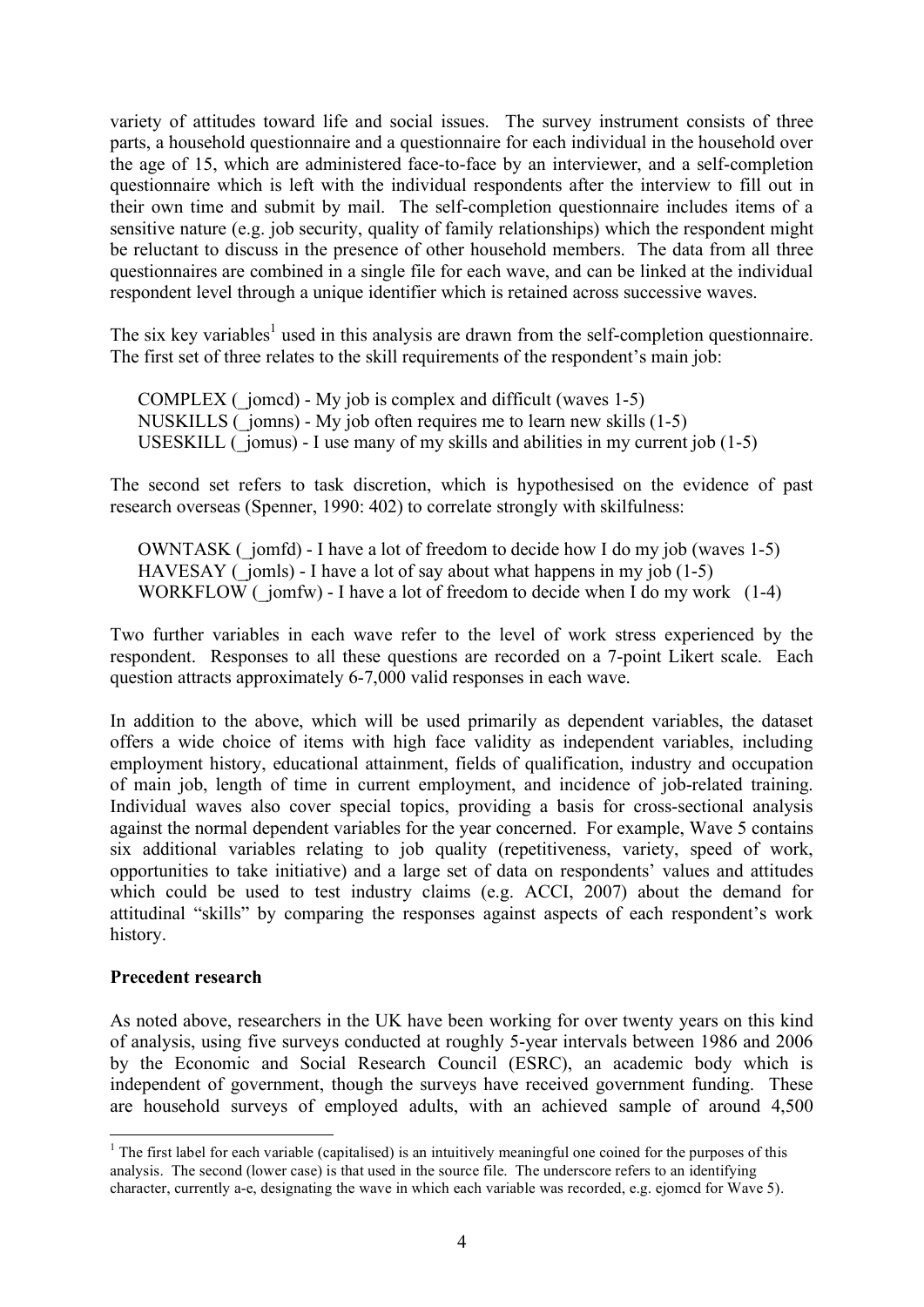variety of attitudes toward life and social issues. The survey instrument consists of three parts, a household questionnaire and a questionnaire for each individual in the household over the age of 15, which are administered face-to-face by an interviewer, and a self-completion questionnaire which is left with the individual respondents after the interview to fill out in their own time and submit by mail. The self-completion questionnaire includes items of a sensitive nature (e.g. job security, quality of family relationships) which the respondent might be reluctant to discuss in the presence of other household members. The data from all three questionnaires are combined in a single file for each wave, and can be linked at the individual respondent level through a unique identifier which is retained across successive waves.

The six key variables[1] used in this analysis are drawn from the self-completion questionnaire. The first set of three relates to the skill requirements of the respondent's main job:

> COMPLEX (_jomcd) - My job is complex and difficult (waves 1-5)
> NUSKILLS (_jomns) - My job often requires me to learn new skills (1-5)
> USESKILL (_jomus) - I use many of my skills and abilities in my current job (1-5)

The second set refers to task discretion, which is hypothesised on the evidence of past research overseas (Spenner, 1990: 402) to correlate strongly with skilfulness:

> OWNTASK (_jomfd) - I have a lot of freedom to decide how I do my job (waves 1-5)
> HAVESAY (_jomls) - I have a lot of say about what happens in my job (1-5)
> WORKFLOW (_jomfw) - I have a lot of freedom to decide when I do my work (1-4)

Two further variables in each wave refer to the level of work stress experienced by the respondent. Responses to all these questions are recorded on a 7-point Likert scale. Each question attracts approximately 6-7,000 valid responses in each wave.

In addition to the above, which will be used primarily as dependent variables, the dataset offers a wide choice of items with high face validity as independent variables, including employment history, educational attainment, fields of qualification, industry and occupation of main job, length of time in current employment, and incidence of job-related training. Individual waves also cover special topics, providing a basis for cross-sectional analysis against the normal dependent variables for the year concerned. For example, Wave 5 contains six additional variables relating to job quality (repetitiveness, variety, speed of work, opportunities to take initiative) and a large set of data on respondents' values and attitudes which could be used to test industry claims (e.g. ACCI, 2007) about the demand for attitudinal "skills" by comparing the responses against aspects of each respondent's work history.

**Precedent research**

As noted above, researchers in the UK have been working for over twenty years on this kind of analysis, using five surveys conducted at roughly 5-year intervals between 1986 and 2006 by the Economic and Social Research Council (ESRC), an academic body which is independent of government, though the surveys have received government funding. These are household surveys of employed adults, with an achieved sample of around 4,500

[1] The first label for each variable (capitalised) is an intuitively meaningful one coined for the purposes of this analysis. The second (lower case) is that used in the source file. The underscore refers to an identifying character, currently a-e, designating the wave in which each variable was recorded, e.g. ejomcd for Wave 5).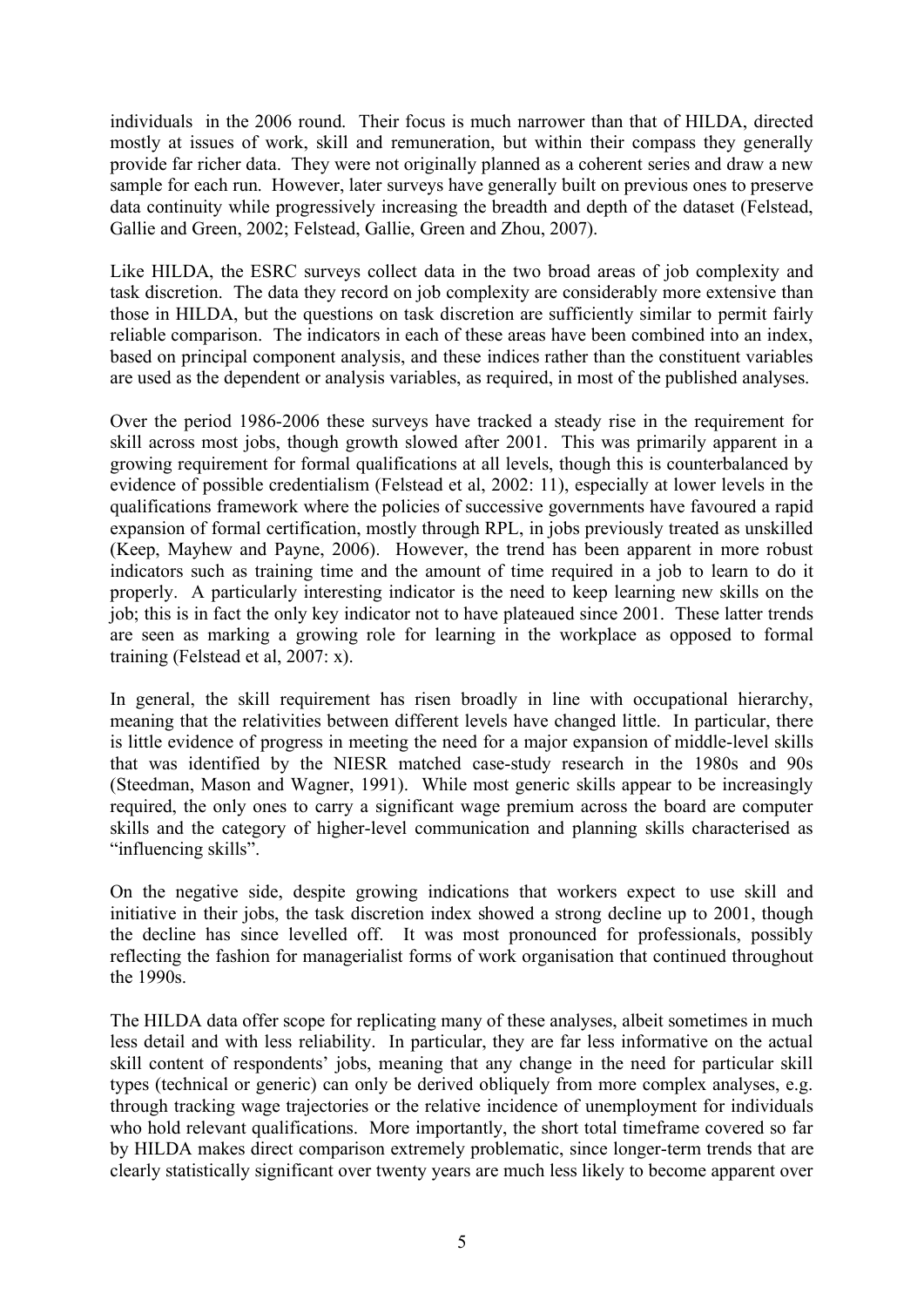individuals  in the 2006 round.  Their focus is much narrower than that of HILDA, directed mostly at issues of work, skill and remuneration, but within their compass they generally provide far richer data.  They were not originally planned as a coherent series and draw a new sample for each run.  However, later surveys have generally built on previous ones to preserve data continuity while progressively increasing the breadth and depth of the dataset (Felstead, Gallie and Green, 2002; Felstead, Gallie, Green and Zhou, 2007).

Like HILDA, the ESRC surveys collect data in the two broad areas of job complexity and task discretion.  The data they record on job complexity are considerably more extensive than those in HILDA, but the questions on task discretion are sufficiently similar to permit fairly reliable comparison.  The indicators in each of these areas have been combined into an index, based on principal component analysis, and these indices rather than the constituent variables are used as the dependent or analysis variables, as required, in most of the published analyses.

Over the period 1986-2006 these surveys have tracked a steady rise in the requirement for skill across most jobs, though growth slowed after 2001.  This was primarily apparent in a growing requirement for formal qualifications at all levels, though this is counterbalanced by evidence of possible credentialism (Felstead et al, 2002: 11), especially at lower levels in the qualifications framework where the policies of successive governments have favoured a rapid expansion of formal certification, mostly through RPL, in jobs previously treated as unskilled (Keep, Mayhew and Payne, 2006).  However, the trend has been apparent in more robust indicators such as training time and the amount of time required in a job to learn to do it properly.  A particularly interesting indicator is the need to keep learning new skills on the job; this is in fact the only key indicator not to have plateaued since 2001.  These latter trends are seen as marking a growing role for learning in the workplace as opposed to formal training (Felstead et al, 2007: x).

In general, the skill requirement has risen broadly in line with occupational hierarchy, meaning that the relativities between different levels have changed little.  In particular, there is little evidence of progress in meeting the need for a major expansion of middle-level skills that was identified by the NIESR matched case-study research in the 1980s and 90s (Steedman, Mason and Wagner, 1991).  While most generic skills appear to be increasingly required, the only ones to carry a significant wage premium across the board are computer skills and the category of higher-level communication and planning skills characterised as "influencing skills".

On the negative side, despite growing indications that workers expect to use skill and initiative in their jobs, the task discretion index showed a strong decline up to 2001, though the decline has since levelled off.  It was most pronounced for professionals, possibly reflecting the fashion for managerialist forms of work organisation that continued throughout the 1990s.

The HILDA data offer scope for replicating many of these analyses, albeit sometimes in much less detail and with less reliability.  In particular, they are far less informative on the actual skill content of respondents' jobs, meaning that any change in the need for particular skill types (technical or generic) can only be derived obliquely from more complex analyses, e.g. through tracking wage trajectories or the relative incidence of unemployment for individuals who hold relevant qualifications.  More importantly, the short total timeframe covered so far by HILDA makes direct comparison extremely problematic, since longer-term trends that are clearly statistically significant over twenty years are much less likely to become apparent over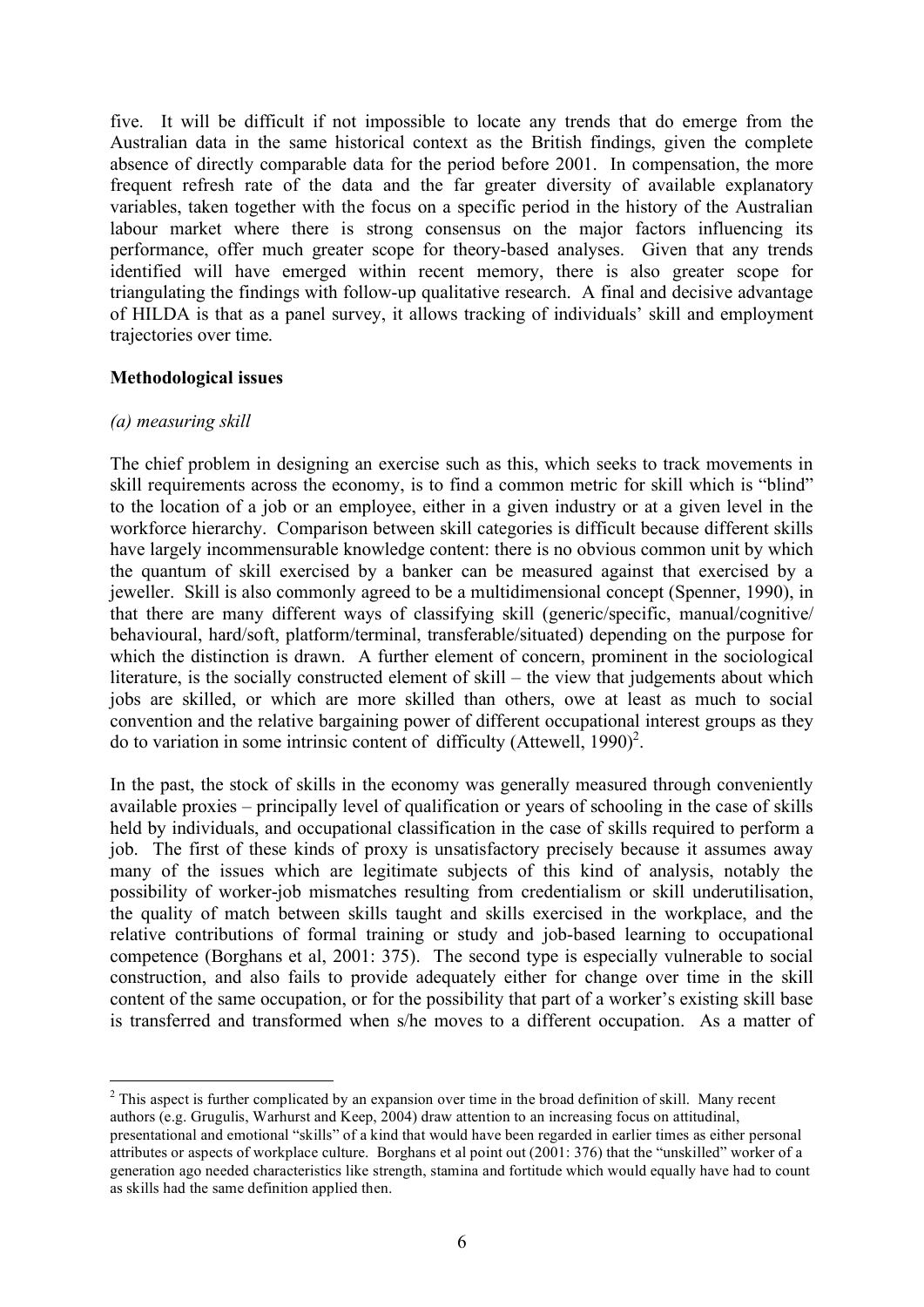five. It will be difficult if not impossible to locate any trends that do emerge from the Australian data in the same historical context as the British findings, given the complete absence of directly comparable data for the period before 2001. In compensation, the more frequent refresh rate of the data and the far greater diversity of available explanatory variables, taken together with the focus on a specific period in the history of the Australian labour market where there is strong consensus on the major factors influencing its performance, offer much greater scope for theory-based analyses. Given that any trends identified will have emerged within recent memory, there is also greater scope for triangulating the findings with follow-up qualitative research. A final and decisive advantage of HILDA is that as a panel survey, it allows tracking of individuals' skill and employment trajectories over time.

**Methodological issues**

*(a) measuring skill*

The chief problem in designing an exercise such as this, which seeks to track movements in skill requirements across the economy, is to find a common metric for skill which is "blind" to the location of a job or an employee, either in a given industry or at a given level in the workforce hierarchy. Comparison between skill categories is difficult because different skills have largely incommensurable knowledge content: there is no obvious common unit by which the quantum of skill exercised by a banker can be measured against that exercised by a jeweller. Skill is also commonly agreed to be a multidimensional concept (Spenner, 1990), in that there are many different ways of classifying skill (generic/specific, manual/cognitive/ behavioural, hard/soft, platform/terminal, transferable/situated) depending on the purpose for which the distinction is drawn. A further element of concern, prominent in the sociological literature, is the socially constructed element of skill – the view that judgements about which jobs are skilled, or which are more skilled than others, owe at least as much to social convention and the relative bargaining power of different occupational interest groups as they do to variation in some intrinsic content of difficulty (Attewell, 1990)[2].

In the past, the stock of skills in the economy was generally measured through conveniently available proxies – principally level of qualification or years of schooling in the case of skills held by individuals, and occupational classification in the case of skills required to perform a job. The first of these kinds of proxy is unsatisfactory precisely because it assumes away many of the issues which are legitimate subjects of this kind of analysis, notably the possibility of worker-job mismatches resulting from credentialism or skill underutilisation, the quality of match between skills taught and skills exercised in the workplace, and the relative contributions of formal training or study and job-based learning to occupational competence (Borghans et al, 2001: 375). The second type is especially vulnerable to social construction, and also fails to provide adequately either for change over time in the skill content of the same occupation, or for the possibility that part of a worker's existing skill base is transferred and transformed when s/he moves to a different occupation. As a matter of

---

[2] This aspect is further complicated by an expansion over time in the broad definition of skill. Many recent authors (e.g. Grugulis, Warhurst and Keep, 2004) draw attention to an increasing focus on attitudinal, presentational and emotional "skills" of a kind that would have been regarded in earlier times as either personal attributes or aspects of workplace culture. Borghans et al point out (2001: 376) that the "unskilled" worker of a generation ago needed characteristics like strength, stamina and fortitude which would equally have had to count as skills had the same definition applied then.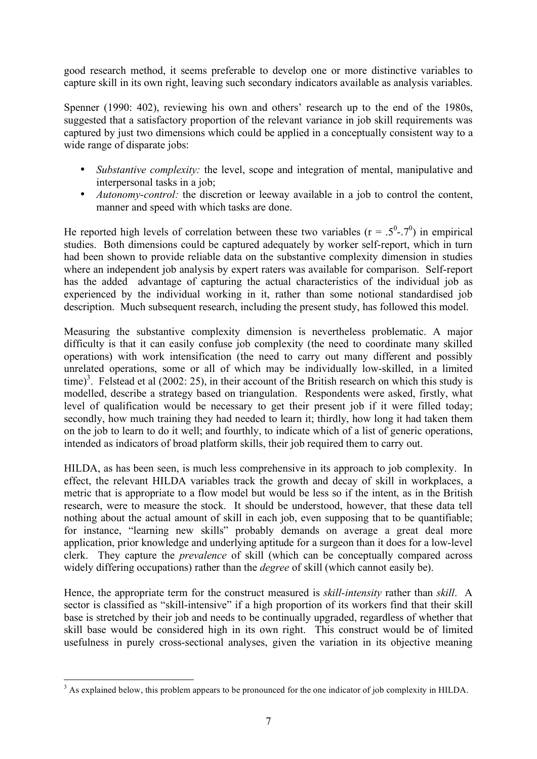good research method, it seems preferable to develop one or more distinctive variables to capture skill in its own right, leaving such secondary indicators available as analysis variables.

Spenner (1990: 402), reviewing his own and others' research up to the end of the 1980s, suggested that a satisfactory proportion of the relevant variance in job skill requirements was captured by just two dimensions which could be applied in a conceptually consistent way to a wide range of disparate jobs:

- *Substantive complexity:* the level, scope and integration of mental, manipulative and interpersonal tasks in a job;
- *Autonomy-control:* the discretion or leeway available in a job to control the content, manner and speed with which tasks are done.

He reported high levels of correlation between these two variables ($r = .5^0$-$.7^0$) in empirical studies. Both dimensions could be captured adequately by worker self-report, which in turn had been shown to provide reliable data on the substantive complexity dimension in studies where an independent job analysis by expert raters was available for comparison. Self-report has the added advantage of capturing the actual characteristics of the individual job as experienced by the individual working in it, rather than some notional standardised job description. Much subsequent research, including the present study, has followed this model.

Measuring the substantive complexity dimension is nevertheless problematic. A major difficulty is that it can easily confuse job complexity (the need to coordinate many skilled operations) with work intensification (the need to carry out many different and possibly unrelated operations, some or all of which may be individually low-skilled, in a limited time)[3]. Felstead et al (2002: 25), in their account of the British research on which this study is modelled, describe a strategy based on triangulation. Respondents were asked, firstly, what level of qualification would be necessary to get their present job if it were filled today; secondly, how much training they had needed to learn it; thirdly, how long it had taken them on the job to learn to do it well; and fourthly, to indicate which of a list of generic operations, intended as indicators of broad platform skills, their job required them to carry out.

HILDA, as has been seen, is much less comprehensive in its approach to job complexity. In effect, the relevant HILDA variables track the growth and decay of skill in workplaces, a metric that is appropriate to a flow model but would be less so if the intent, as in the British research, were to measure the stock. It should be understood, however, that these data tell nothing about the actual amount of skill in each job, even supposing that to be quantifiable; for instance, "learning new skills" probably demands on average a great deal more application, prior knowledge and underlying aptitude for a surgeon than it does for a low-level clerk. They capture the *prevalence* of skill (which can be conceptually compared across widely differing occupations) rather than the *degree* of skill (which cannot easily be).

Hence, the appropriate term for the construct measured is *skill-intensity* rather than *skill*. A sector is classified as "skill-intensive" if a high proportion of its workers find that their skill base is stretched by their job and needs to be continually upgraded, regardless of whether that skill base would be considered high in its own right. This construct would be of limited usefulness in purely cross-sectional analyses, given the variation in its objective meaning

---

[3] As explained below, this problem appears to be pronounced for the one indicator of job complexity in HILDA.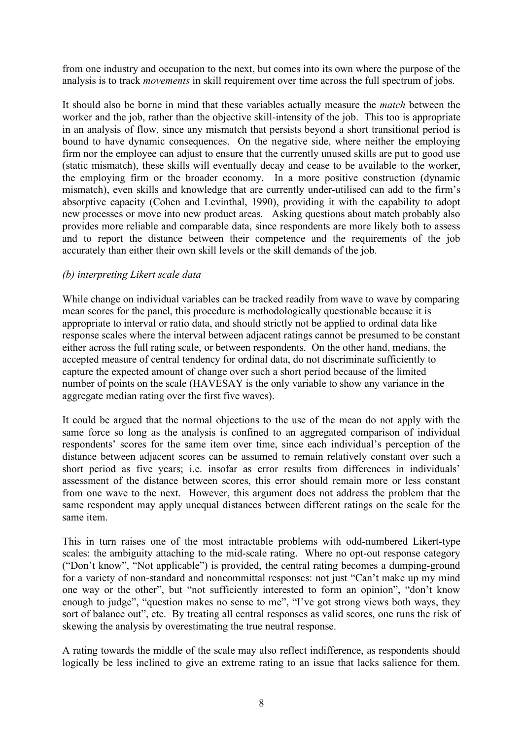from one industry and occupation to the next, but comes into its own where the purpose of the analysis is to track *movements* in skill requirement over time across the full spectrum of jobs.

It should also be borne in mind that these variables actually measure the *match* between the worker and the job, rather than the objective skill-intensity of the job. This too is appropriate in an analysis of flow, since any mismatch that persists beyond a short transitional period is bound to have dynamic consequences. On the negative side, where neither the employing firm nor the employee can adjust to ensure that the currently unused skills are put to good use (static mismatch), these skills will eventually decay and cease to be available to the worker, the employing firm or the broader economy. In a more positive construction (dynamic mismatch), even skills and knowledge that are currently under-utilised can add to the firm's absorptive capacity (Cohen and Levinthal, 1990), providing it with the capability to adopt new processes or move into new product areas. Asking questions about match probably also provides more reliable and comparable data, since respondents are more likely both to assess and to report the distance between their competence and the requirements of the job accurately than either their own skill levels or the skill demands of the job.

*(b) interpreting Likert scale data*

While change on individual variables can be tracked readily from wave to wave by comparing mean scores for the panel, this procedure is methodologically questionable because it is appropriate to interval or ratio data, and should strictly not be applied to ordinal data like response scales where the interval between adjacent ratings cannot be presumed to be constant either across the full rating scale, or between respondents. On the other hand, medians, the accepted measure of central tendency for ordinal data, do not discriminate sufficiently to capture the expected amount of change over such a short period because of the limited number of points on the scale (HAVESAY is the only variable to show any variance in the aggregate median rating over the first five waves).

It could be argued that the normal objections to the use of the mean do not apply with the same force so long as the analysis is confined to an aggregated comparison of individual respondents' scores for the same item over time, since each individual's perception of the distance between adjacent scores can be assumed to remain relatively constant over such a short period as five years; i.e. insofar as error results from differences in individuals' assessment of the distance between scores, this error should remain more or less constant from one wave to the next. However, this argument does not address the problem that the same respondent may apply unequal distances between different ratings on the scale for the same item.

This in turn raises one of the most intractable problems with odd-numbered Likert-type scales: the ambiguity attaching to the mid-scale rating. Where no opt-out response category ("Don't know", "Not applicable") is provided, the central rating becomes a dumping-ground for a variety of non-standard and noncommittal responses: not just "Can't make up my mind one way or the other", but "not sufficiently interested to form an opinion", "don't know enough to judge", "question makes no sense to me", "I've got strong views both ways, they sort of balance out", etc. By treating all central responses as valid scores, one runs the risk of skewing the analysis by overestimating the true neutral response.

A rating towards the middle of the scale may also reflect indifference, as respondents should logically be less inclined to give an extreme rating to an issue that lacks salience for them.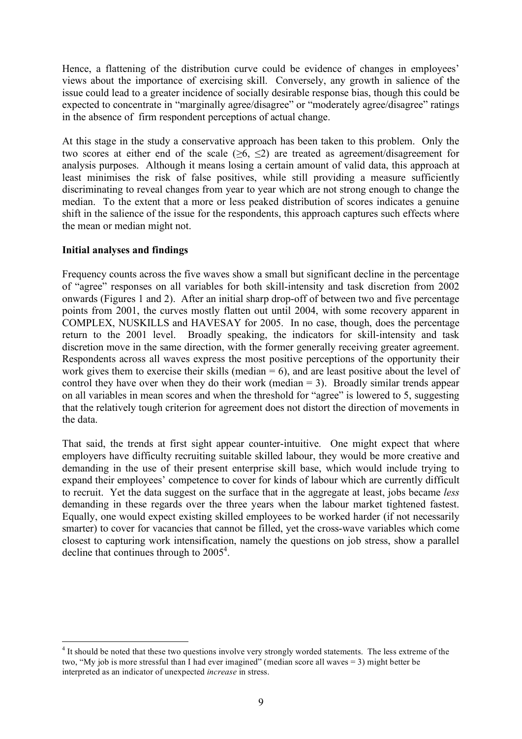Hence, a flattening of the distribution curve could be evidence of changes in employees' views about the importance of exercising skill. Conversely, any growth in salience of the issue could lead to a greater incidence of socially desirable response bias, though this could be expected to concentrate in "marginally agree/disagree" or "moderately agree/disagree" ratings in the absence of firm respondent perceptions of actual change.

At this stage in the study a conservative approach has been taken to this problem. Only the two scores at either end of the scale ($\geq 6$, $\leq 2$) are treated as agreement/disagreement for analysis purposes. Although it means losing a certain amount of valid data, this approach at least minimises the risk of false positives, while still providing a measure sufficiently discriminating to reveal changes from year to year which are not strong enough to change the median. To the extent that a more or less peaked distribution of scores indicates a genuine shift in the salience of the issue for the respondents, this approach captures such effects where the mean or median might not.

**Initial analyses and findings**

Frequency counts across the five waves show a small but significant decline in the percentage of "agree" responses on all variables for both skill-intensity and task discretion from 2002 onwards (Figures 1 and 2). After an initial sharp drop-off of between two and five percentage points from 2001, the curves mostly flatten out until 2004, with some recovery apparent in COMPLEX, NUSKILLS and HAVESAY for 2005. In no case, though, does the percentage return to the 2001 level. Broadly speaking, the indicators for skill-intensity and task discretion move in the same direction, with the former generally receiving greater agreement. Respondents across all waves express the most positive perceptions of the opportunity their work gives them to exercise their skills (median = 6), and are least positive about the level of control they have over when they do their work (median = 3). Broadly similar trends appear on all variables in mean scores and when the threshold for "agree" is lowered to 5, suggesting that the relatively tough criterion for agreement does not distort the direction of movements in the data.

That said, the trends at first sight appear counter-intuitive. One might expect that where employers have difficulty recruiting suitable skilled labour, they would be more creative and demanding in the use of their present enterprise skill base, which would include trying to expand their employees' competence to cover for kinds of labour which are currently difficult to recruit. Yet the data suggest on the surface that in the aggregate at least, jobs became *less* demanding in these regards over the three years when the labour market tightened fastest. Equally, one would expect existing skilled employees to be worked harder (if not necessarily smarter) to cover for vacancies that cannot be filled, yet the cross-wave variables which come closest to capturing work intensification, namely the questions on job stress, show a parallel decline that continues through to 2005[4].

[4] It should be noted that these two questions involve very strongly worded statements. The less extreme of the two, "My job is more stressful than I had ever imagined" (median score all waves = 3) might better be interpreted as an indicator of unexpected *increase* in stress.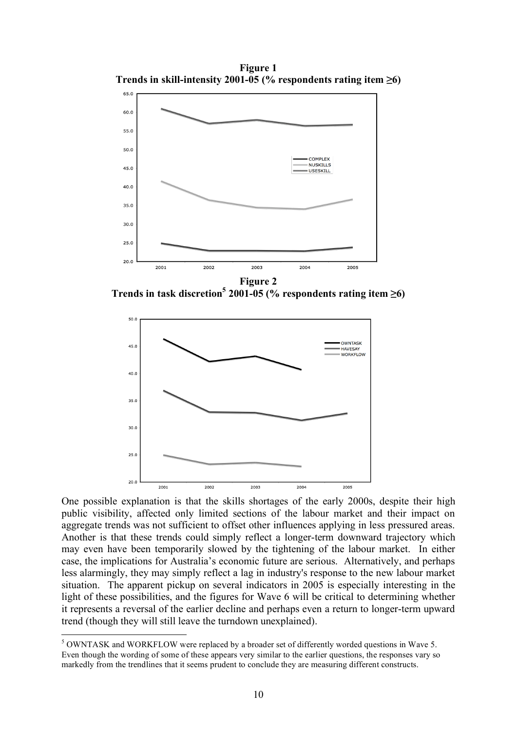**Figure 1**
**Trends in skill-intensity 2001-05 (% respondents rating item ≥6)**

**Figure 2**
**Trends in task discretion[5] 2001-05 (% respondents rating item ≥6)**

One possible explanation is that the skills shortages of the early 2000s, despite their high public visibility, affected only limited sections of the labour market and their impact on aggregate trends was not sufficient to offset other influences applying in less pressured areas. Another is that these trends could simply reflect a longer-term downward trajectory which may even have been temporarily slowed by the tightening of the labour market. In either case, the implications for Australia's economic future are serious. Alternatively, and perhaps less alarmingly, they may simply reflect a lag in industry's response to the new labour market situation. The apparent pickup on several indicators in 2005 is especially interesting in the light of these possibilities, and the figures for Wave 6 will be critical to determining whether it represents a reversal of the earlier decline and perhaps even a return to longer-term upward trend (though they will still leave the turndown unexplained).

[5] OWNTASK and WORKFLOW were replaced by a broader set of differently worded questions in Wave 5. Even though the wording of some of these appears very similar to the earlier questions, the responses vary so markedly from the trendlines that it seems prudent to conclude they are measuring different constructs.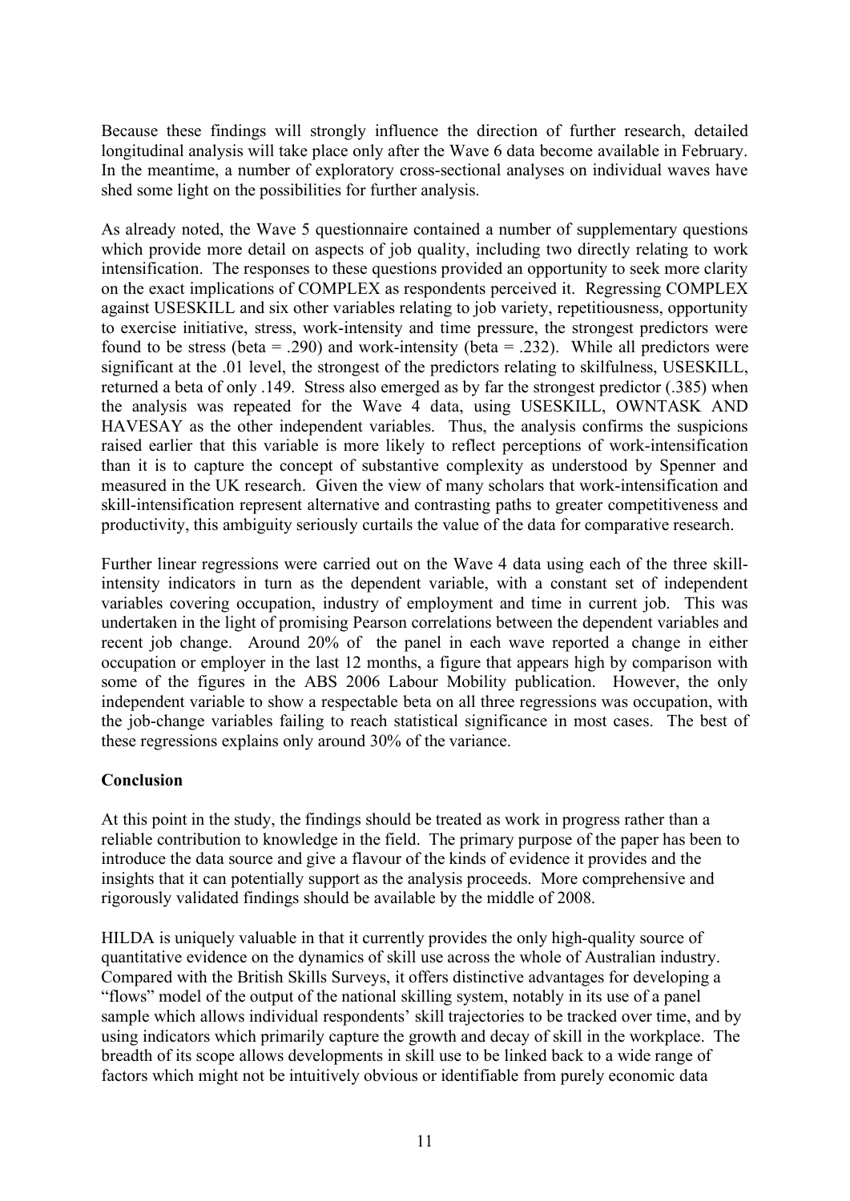Because these findings will strongly influence the direction of further research, detailed longitudinal analysis will take place only after the Wave 6 data become available in February. In the meantime, a number of exploratory cross-sectional analyses on individual waves have shed some light on the possibilities for further analysis.

As already noted, the Wave 5 questionnaire contained a number of supplementary questions which provide more detail on aspects of job quality, including two directly relating to work intensification. The responses to these questions provided an opportunity to seek more clarity on the exact implications of COMPLEX as respondents perceived it. Regressing COMPLEX against USESKILL and six other variables relating to job variety, repetitiousness, opportunity to exercise initiative, stress, work-intensity and time pressure, the strongest predictors were found to be stress (beta = .290) and work-intensity (beta = .232). While all predictors were significant at the .01 level, the strongest of the predictors relating to skilfulness, USESKILL, returned a beta of only .149. Stress also emerged as by far the strongest predictor (.385) when the analysis was repeated for the Wave 4 data, using USESKILL, OWNTASK AND HAVESAY as the other independent variables. Thus, the analysis confirms the suspicions raised earlier that this variable is more likely to reflect perceptions of work-intensification than it is to capture the concept of substantive complexity as understood by Spenner and measured in the UK research. Given the view of many scholars that work-intensification and skill-intensification represent alternative and contrasting paths to greater competitiveness and productivity, this ambiguity seriously curtails the value of the data for comparative research.

Further linear regressions were carried out on the Wave 4 data using each of the three skill-intensity indicators in turn as the dependent variable, with a constant set of independent variables covering occupation, industry of employment and time in current job. This was undertaken in the light of promising Pearson correlations between the dependent variables and recent job change. Around 20% of the panel in each wave reported a change in either occupation or employer in the last 12 months, a figure that appears high by comparison with some of the figures in the ABS 2006 Labour Mobility publication. However, the only independent variable to show a respectable beta on all three regressions was occupation, with the job-change variables failing to reach statistical significance in most cases. The best of these regressions explains only around 30% of the variance.

## Conclusion

At this point in the study, the findings should be treated as work in progress rather than a reliable contribution to knowledge in the field. The primary purpose of the paper has been to introduce the data source and give a flavour of the kinds of evidence it provides and the insights that it can potentially support as the analysis proceeds. More comprehensive and rigorously validated findings should be available by the middle of 2008.

HILDA is uniquely valuable in that it currently provides the only high-quality source of quantitative evidence on the dynamics of skill use across the whole of Australian industry. Compared with the British Skills Surveys, it offers distinctive advantages for developing a "flows" model of the output of the national skilling system, notably in its use of a panel sample which allows individual respondents' skill trajectories to be tracked over time, and by using indicators which primarily capture the growth and decay of skill in the workplace. The breadth of its scope allows developments in skill use to be linked back to a wide range of factors which might not be intuitively obvious or identifiable from purely economic data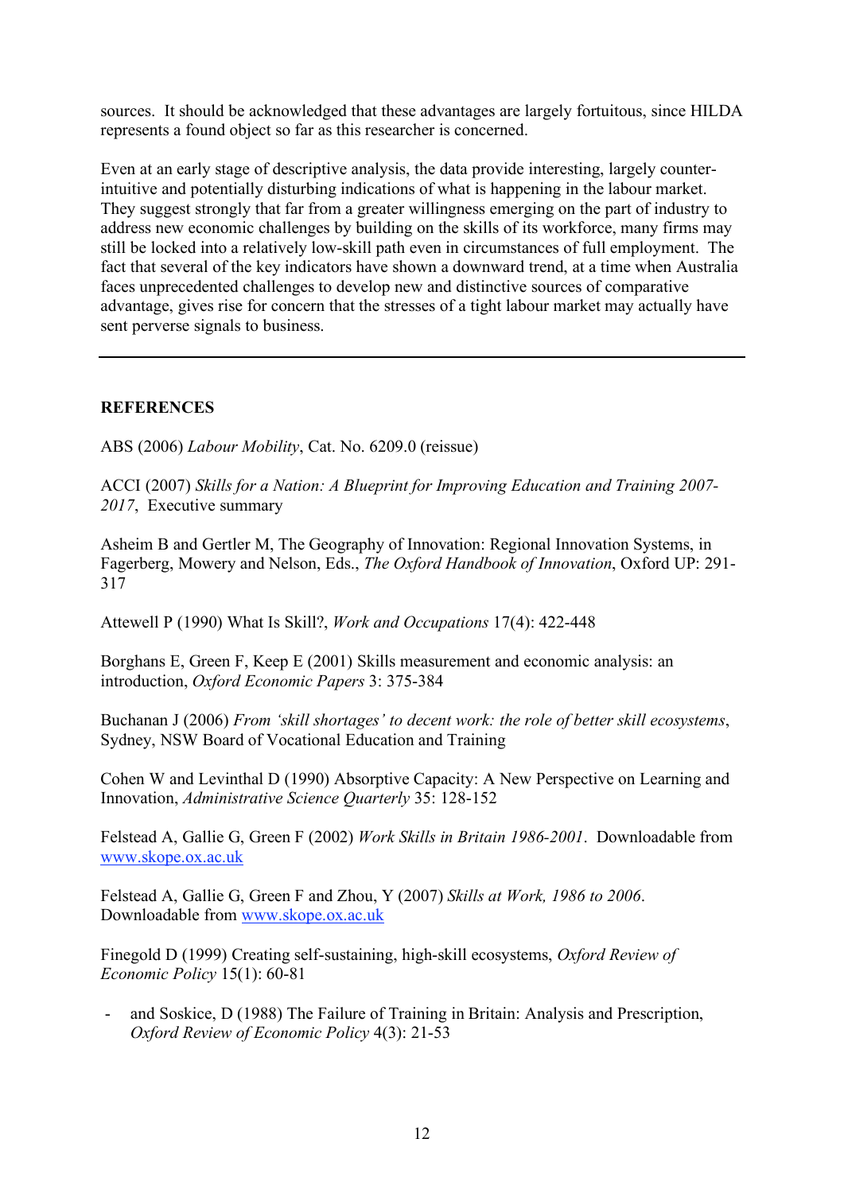sources. It should be acknowledged that these advantages are largely fortuitous, since HILDA represents a found object so far as this researcher is concerned.

Even at an early stage of descriptive analysis, the data provide interesting, largely counter-intuitive and potentially disturbing indications of what is happening in the labour market. They suggest strongly that far from a greater willingness emerging on the part of industry to address new economic challenges by building on the skills of its workforce, many firms may still be locked into a relatively low-skill path even in circumstances of full employment. The fact that several of the key indicators have shown a downward trend, at a time when Australia faces unprecedented challenges to develop new and distinctive sources of comparative advantage, gives rise for concern that the stresses of a tight labour market may actually have sent perverse signals to business.

---

## REFERENCES

ABS (2006) *Labour Mobility*, Cat. No. 6209.0 (reissue)

ACCI (2007) *Skills for a Nation: A Blueprint for Improving Education and Training 2007-2017*, Executive summary

Asheim B and Gertler M, The Geography of Innovation: Regional Innovation Systems, in Fagerberg, Mowery and Nelson, Eds., *The Oxford Handbook of Innovation*, Oxford UP: 291-317

Attewell P (1990) What Is Skill?, *Work and Occupations* 17(4): 422-448

Borghans E, Green F, Keep E (2001) Skills measurement and economic analysis: an introduction, *Oxford Economic Papers* 3: 375-384

Buchanan J (2006) *From 'skill shortages' to decent work: the role of better skill ecosystems*, Sydney, NSW Board of Vocational Education and Training

Cohen W and Levinthal D (1990) Absorptive Capacity: A New Perspective on Learning and Innovation, *Administrative Science Quarterly* 35: 128-152

Felstead A, Gallie G, Green F (2002) *Work Skills in Britain 1986-2001*. Downloadable from www.skope.ox.ac.uk

Felstead A, Gallie G, Green F and Zhou, Y (2007) *Skills at Work, 1986 to 2006*. Downloadable from www.skope.ox.ac.uk

Finegold D (1999) Creating self-sustaining, high-skill ecosystems, *Oxford Review of Economic Policy* 15(1): 60-81

- and Soskice, D (1988) The Failure of Training in Britain: Analysis and Prescription, *Oxford Review of Economic Policy* 4(3): 21-53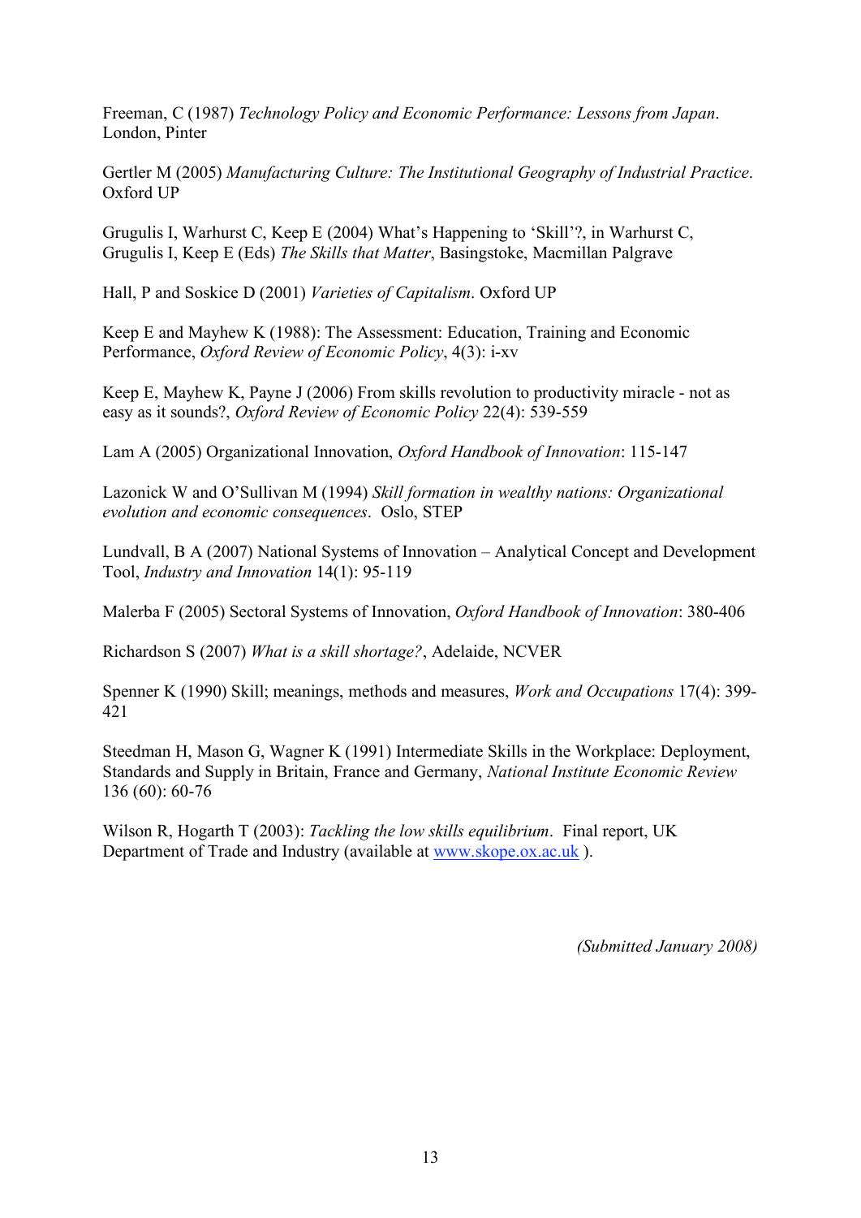Freeman, C (1987) *Technology Policy and Economic Performance: Lessons from Japan*. London, Pinter

Gertler M (2005) *Manufacturing Culture: The Institutional Geography of Industrial Practice*. Oxford UP

Grugulis I, Warhurst C, Keep E (2004) What's Happening to 'Skill'?, in Warhurst C, Grugulis I, Keep E (Eds) *The Skills that Matter*, Basingstoke, Macmillan Palgrave

Hall, P and Soskice D (2001) *Varieties of Capitalism*. Oxford UP

Keep E and Mayhew K (1988): The Assessment: Education, Training and Economic Performance, *Oxford Review of Economic Policy*, 4(3): i-xv

Keep E, Mayhew K, Payne J (2006) From skills revolution to productivity miracle - not as easy as it sounds?, *Oxford Review of Economic Policy* 22(4): 539-559

Lam A (2005) Organizational Innovation, *Oxford Handbook of Innovation*: 115-147

Lazonick W and O'Sullivan M (1994) *Skill formation in wealthy nations: Organizational evolution and economic consequences*. Oslo, STEP

Lundvall, B A (2007) National Systems of Innovation – Analytical Concept and Development Tool, *Industry and Innovation* 14(1): 95-119

Malerba F (2005) Sectoral Systems of Innovation, *Oxford Handbook of Innovation*: 380-406

Richardson S (2007) *What is a skill shortage?*, Adelaide, NCVER

Spenner K (1990) Skill; meanings, methods and measures, *Work and Occupations* 17(4): 399-421

Steedman H, Mason G, Wagner K (1991) Intermediate Skills in the Workplace: Deployment, Standards and Supply in Britain, France and Germany, *National Institute Economic Review* 136 (60): 60-76

Wilson R, Hogarth T (2003): *Tackling the low skills equilibrium*. Final report, UK Department of Trade and Industry (available at www.skope.ox.ac.uk ).

*(Submitted January 2008)*